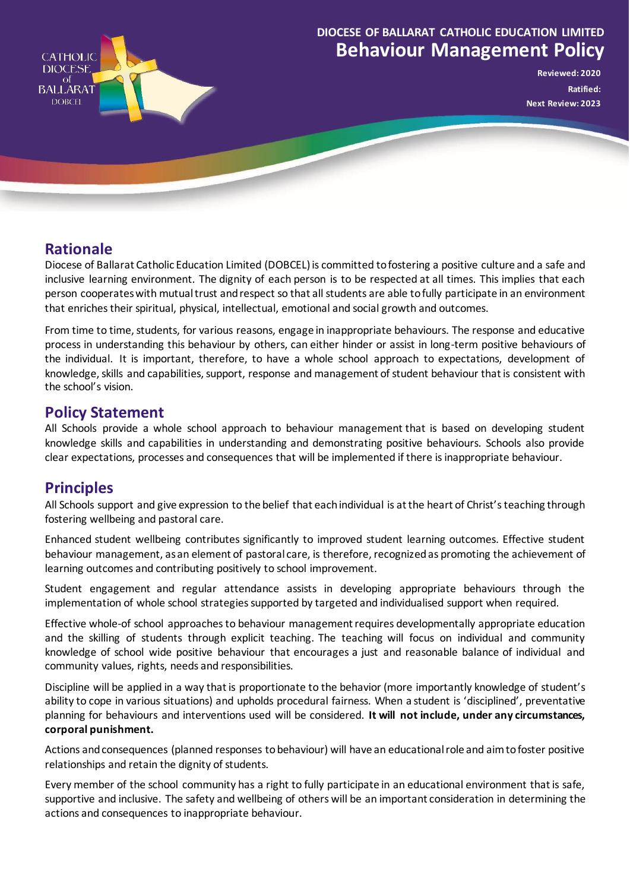CATHOLIC DIOCESE of BALLARAT DOBCEL

# DIOCESE OF BALLARAT CATHOLIC EDUCATION LIMITED
# Behaviour Management Policy

**Reviewed: 2020**
**Ratified:**
**Next Review: 2023**

## Rationale

Diocese of Ballarat Catholic Education Limited (DOBCEL) is committed to fostering a positive culture and a safe and inclusive learning environment. The dignity of each person is to be respected at all times. This implies that each person cooperates with mutual trust and respect so that all students are able to fully participate in an environment that enriches their spiritual, physical, intellectual, emotional and social growth and outcomes.

From time to time, students, for various reasons, engage in inappropriate behaviours. The response and educative process in understanding this behaviour by others, can either hinder or assist in long-term positive behaviours of the individual. It is important, therefore, to have a whole school approach to expectations, development of knowledge, skills and capabilities, support, response and management of student behaviour that is consistent with the school's vision.

## Policy Statement

All Schools provide a whole school approach to behaviour management that is based on developing student knowledge skills and capabilities in understanding and demonstrating positive behaviours. Schools also provide clear expectations, processes and consequences that will be implemented if there is inappropriate behaviour.

## Principles

All Schools support and give expression to the belief that each individual is at the heart of Christ's teaching through fostering wellbeing and pastoral care.

Enhanced student wellbeing contributes significantly to improved student learning outcomes. Effective student behaviour management, as an element of pastoral care, is therefore, recognized as promoting the achievement of learning outcomes and contributing positively to school improvement.

Student engagement and regular attendance assists in developing appropriate behaviours through the implementation of whole school strategies supported by targeted and individualised support when required.

Effective whole-of school approaches to behaviour management requires developmentally appropriate education and the skilling of students through explicit teaching. The teaching will focus on individual and community knowledge of school wide positive behaviour that encourages a just and reasonable balance of individual and community values, rights, needs and responsibilities.

Discipline will be applied in a way that is proportionate to the behavior (more importantly knowledge of student's ability to cope in various situations) and upholds procedural fairness. When a student is 'disciplined', preventative planning for behaviours and interventions used will be considered. **It will not include, under any circumstances, corporal punishment.**

Actions and consequences (planned responses to behaviour) will have an educational role and aim to foster positive relationships and retain the dignity of students.

Every member of the school community has a right to fully participate in an educational environment that is safe, supportive and inclusive. The safety and wellbeing of others will be an important consideration in determining the actions and consequences to inappropriate behaviour.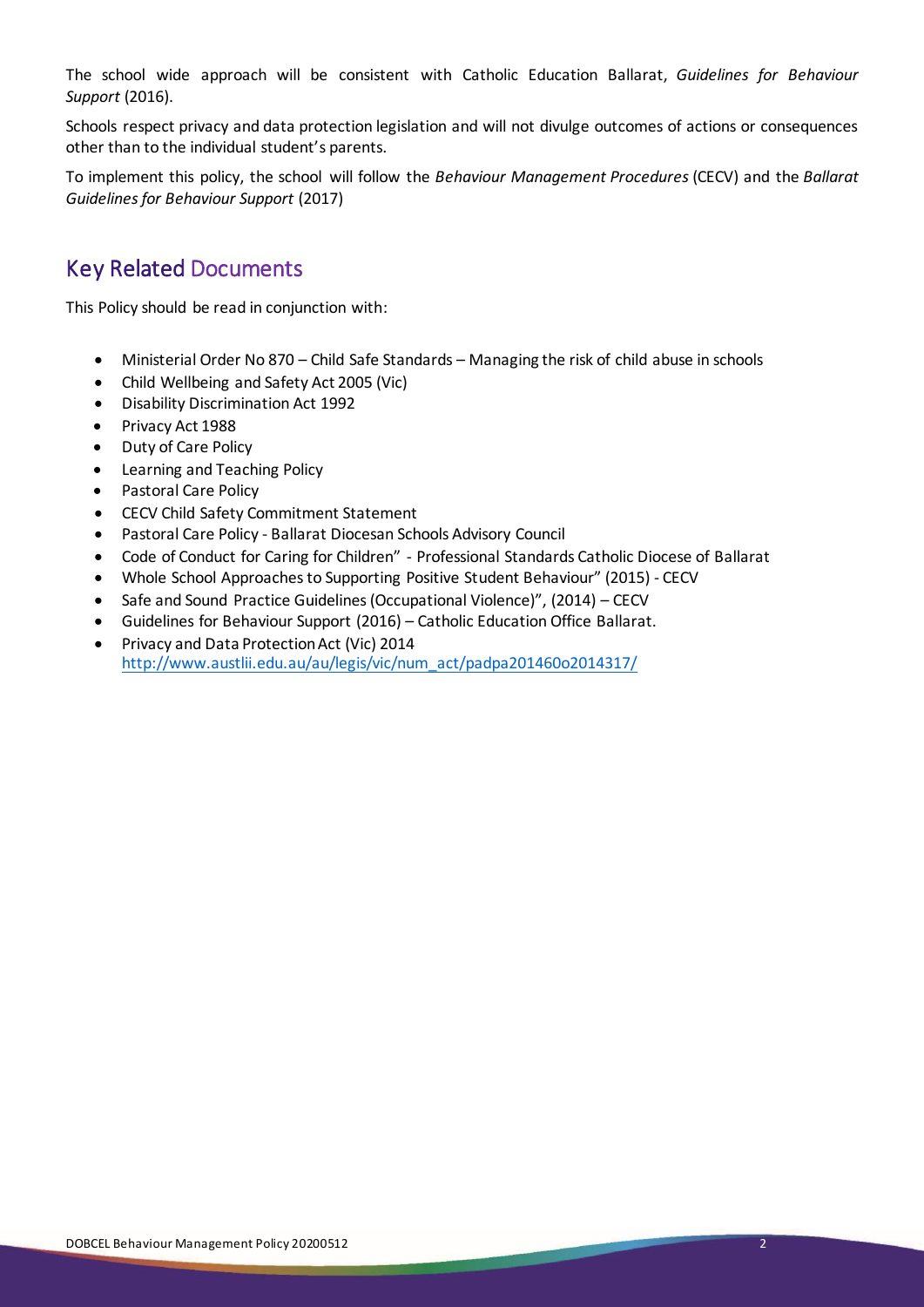The school wide approach will be consistent with Catholic Education Ballarat, *Guidelines for Behaviour Support* (2016).

Schools respect privacy and data protection legislation and will not divulge outcomes of actions or consequences other than to the individual student's parents.

To implement this policy, the school will follow the *Behaviour Management Procedures* (CECV) and the *Ballarat Guidelines for Behaviour Support* (2017)

## Key Related Documents

This Policy should be read in conjunction with:

- Ministerial Order No 870 – Child Safe Standards – Managing the risk of child abuse in schools
- Child Wellbeing and Safety Act 2005 (Vic)
- Disability Discrimination Act 1992
- Privacy Act 1988
- Duty of Care Policy
- Learning and Teaching Policy
- Pastoral Care Policy
- CECV Child Safety Commitment Statement
- Pastoral Care Policy - Ballarat Diocesan Schools Advisory Council
- Code of Conduct for Caring for Children" - Professional Standards Catholic Diocese of Ballarat
- Whole School Approaches to Supporting Positive Student Behaviour" (2015) - CECV
- Safe and Sound Practice Guidelines (Occupational Violence)", (2014) – CECV
- Guidelines for Behaviour Support (2016) – Catholic Education Office Ballarat.
- Privacy and Data Protection Act (Vic) 2014
  http://www.austlii.edu.au/au/legis/vic/num_act/padpa201460o2014317/